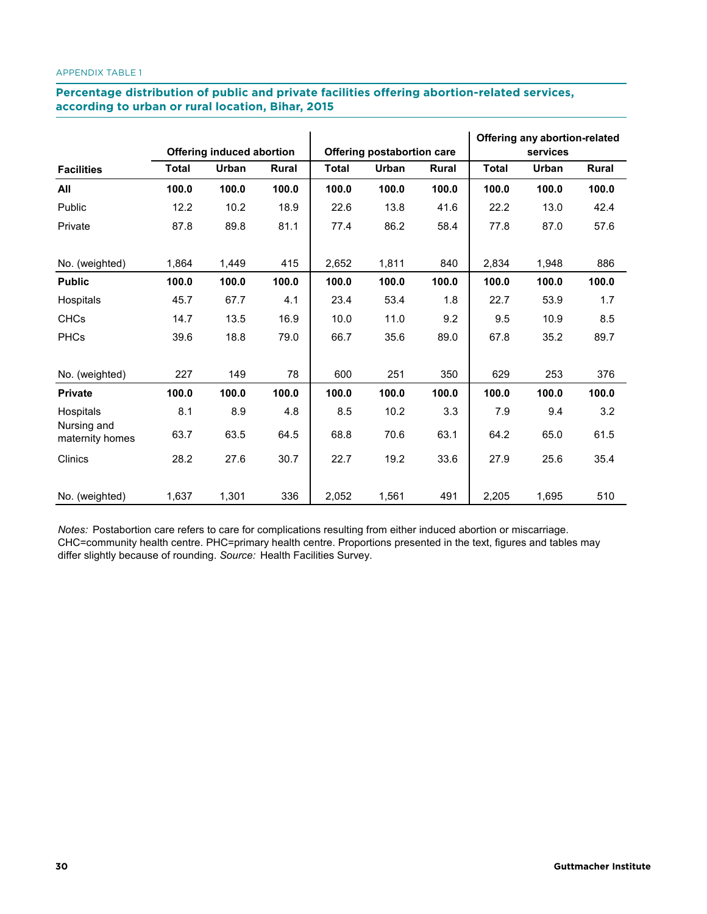APPENDIX TABLE 1

## Percentage distribution of public and private facilities offering abortion-related services, according to urban or rural location, Bihar, 2015

| Facilities | Offering induced abortion | | | Offering postabortion care | | | Offering any abortion-related services | | |
|---|---|---|---|---|---|---|---|---|---|
| | Total | Urban | Rural | Total | Urban | Rural | Total | Urban | Rural |
| **All** | **100.0** | **100.0** | **100.0** | **100.0** | **100.0** | **100.0** | **100.0** | **100.0** | **100.0** |
| Public | 12.2 | 10.2 | 18.9 | 22.6 | 13.8 | 41.6 | 22.2 | 13.0 | 42.4 |
| Private | 87.8 | 89.8 | 81.1 | 77.4 | 86.2 | 58.4 | 77.8 | 87.0 | 57.6 |
| No. (weighted) | 1,864 | 1,449 | 415 | 2,652 | 1,811 | 840 | 2,834 | 1,948 | 886 |
| **Public** | **100.0** | **100.0** | **100.0** | **100.0** | **100.0** | **100.0** | **100.0** | **100.0** | **100.0** |
| Hospitals | 45.7 | 67.7 | 4.1 | 23.4 | 53.4 | 1.8 | 22.7 | 53.9 | 1.7 |
| CHCs | 14.7 | 13.5 | 16.9 | 10.0 | 11.0 | 9.2 | 9.5 | 10.9 | 8.5 |
| PHCs | 39.6 | 18.8 | 79.0 | 66.7 | 35.6 | 89.0 | 67.8 | 35.2 | 89.7 |
| No. (weighted) | 227 | 149 | 78 | 600 | 251 | 350 | 629 | 253 | 376 |
| **Private** | **100.0** | **100.0** | **100.0** | **100.0** | **100.0** | **100.0** | **100.0** | **100.0** | **100.0** |
| Hospitals | 8.1 | 8.9 | 4.8 | 8.5 | 10.2 | 3.3 | 7.9 | 9.4 | 3.2 |
| Nursing and maternity homes | 63.7 | 63.5 | 64.5 | 68.8 | 70.6 | 63.1 | 64.2 | 65.0 | 61.5 |
| Clinics | 28.2 | 27.6 | 30.7 | 22.7 | 19.2 | 33.6 | 27.9 | 25.6 | 35.4 |
| No. (weighted) | 1,637 | 1,301 | 336 | 2,052 | 1,561 | 491 | 2,205 | 1,695 | 510 |

*Notes:* Postabortion care refers to care for complications resulting from either induced abortion or miscarriage. CHC=community health centre. PHC=primary health centre. Proportions presented in the text, figures and tables may differ slightly because of rounding. *Source:* Health Facilities Survey.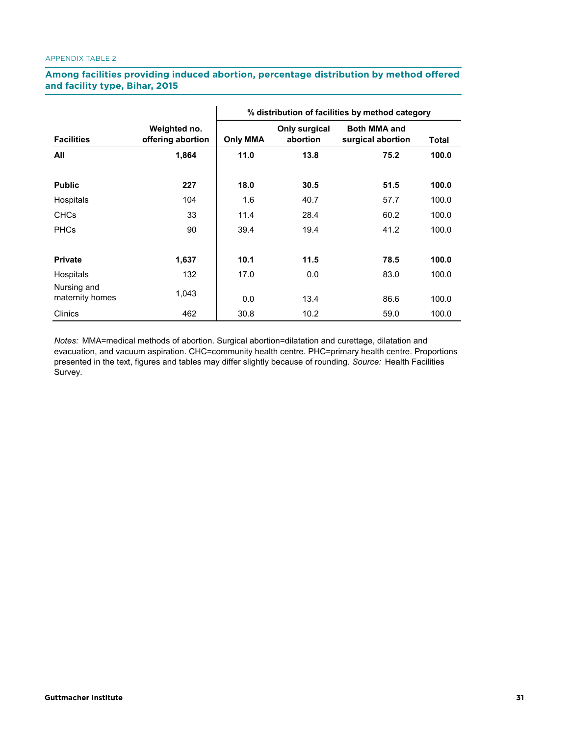APPENDIX TABLE 2

**Among facilities providing induced abortion, percentage distribution by method offered and facility type, Bihar, 2015**

| Facilities | Weighted no. offering abortion | % distribution of facilities by method category | | | |
|---|---|---|---|---|---|
| | | Only MMA | Only surgical abortion | Both MMA and surgical abortion | Total |
| **All** | **1,864** | **11.0** | **13.8** | **75.2** | **100.0** |
| **Public** | **227** | **18.0** | **30.5** | **51.5** | **100.0** |
| Hospitals | 104 | 1.6 | 40.7 | 57.7 | 100.0 |
| CHCs | 33 | 11.4 | 28.4 | 60.2 | 100.0 |
| PHCs | 90 | 39.4 | 19.4 | 41.2 | 100.0 |
| **Private** | **1,637** | **10.1** | **11.5** | **78.5** | **100.0** |
| Hospitals | 132 | 17.0 | 0.0 | 83.0 | 100.0 |
| Nursing and maternity homes | 1,043 | 0.0 | 13.4 | 86.6 | 100.0 |
| Clinics | 462 | 30.8 | 10.2 | 59.0 | 100.0 |

*Notes:* MMA=medical methods of abortion. Surgical abortion=dilatation and curettage, dilatation and evacuation, and vacuum aspiration. CHC=community health centre. PHC=primary health centre. Proportions presented in the text, figures and tables may differ slightly because of rounding. *Source:* Health Facilities Survey.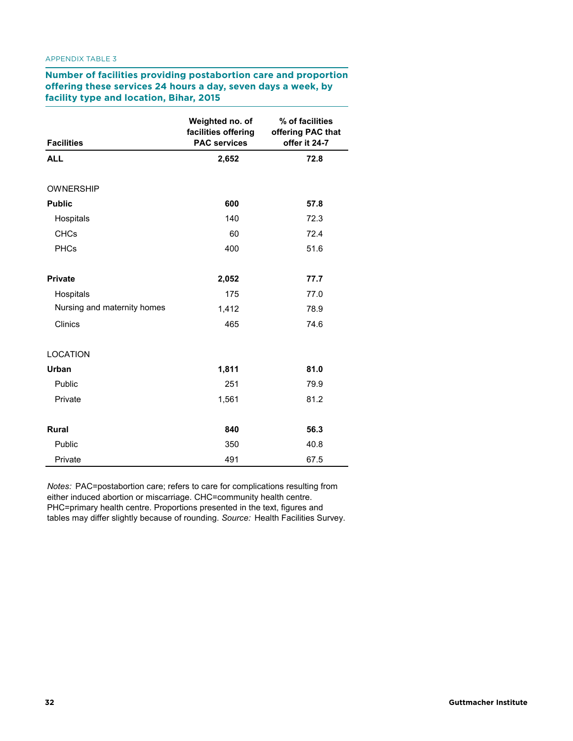APPENDIX TABLE 3

## Number of facilities providing postabortion care and proportion offering these services 24 hours a day, seven days a week, by facility type and location, Bihar, 2015

| Facilities | Weighted no. of facilities offering PAC services | % of facilities offering PAC that offer it 24-7 |
|---|---|---|
| **ALL** | **2,652** | **72.8** |
| OWNERSHIP | | |
| **Public** | **600** | **57.8** |
| Hospitals | 140 | 72.3 |
| CHCs | 60 | 72.4 |
| PHCs | 400 | 51.6 |
| **Private** | **2,052** | **77.7** |
| Hospitals | 175 | 77.0 |
| Nursing and maternity homes | 1,412 | 78.9 |
| Clinics | 465 | 74.6 |
| LOCATION | | |
| **Urban** | **1,811** | **81.0** |
| Public | 251 | 79.9 |
| Private | 1,561 | 81.2 |
| **Rural** | **840** | **56.3** |
| Public | 350 | 40.8 |
| Private | 491 | 67.5 |

*Notes:* PAC=postabortion care; refers to care for complications resulting from either induced abortion or miscarriage. CHC=community health centre. PHC=primary health centre. Proportions presented in the text, figures and tables may differ slightly because of rounding. *Source:* Health Facilities Survey.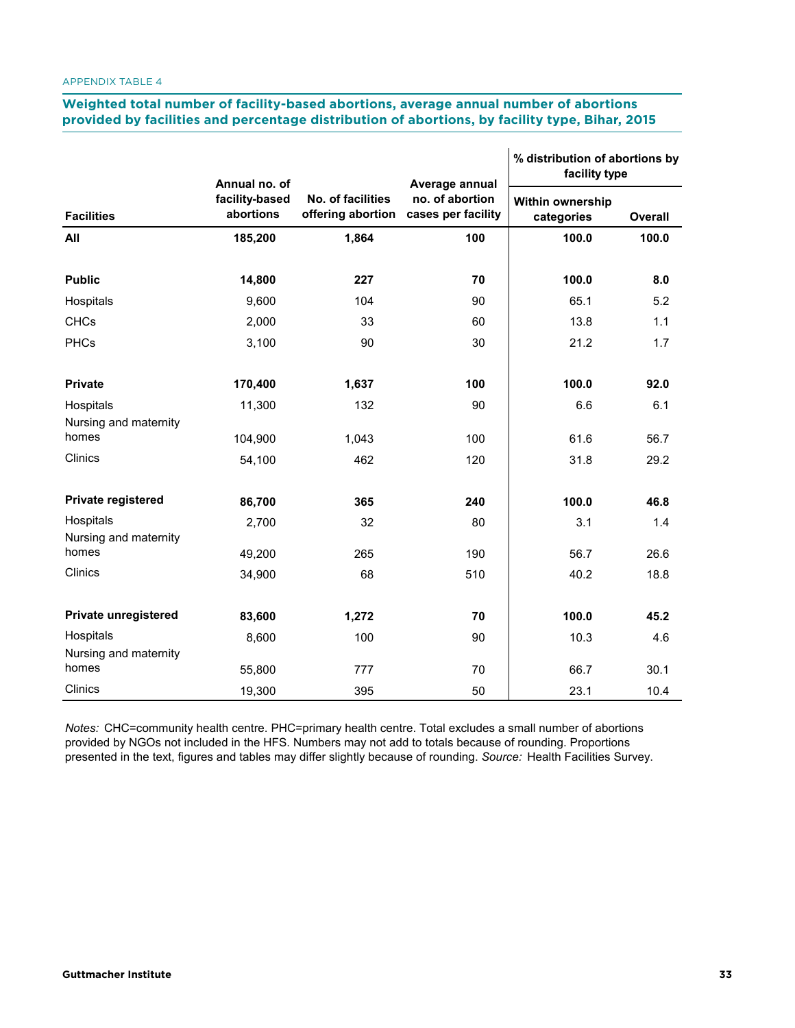APPENDIX TABLE 4

## Weighted total number of facility-based abortions, average annual number of abortions provided by facilities and percentage distribution of abortions, by facility type, Bihar, 2015

| Facilities | Annual no. of facility-based abortions | No. of facilities offering abortion | Average annual no. of abortion cases per facility | % distribution of abortions by facility type | |
|---|---|---|---|---|---|
| | | | | Within ownership categories | Overall |
| **All** | **185,200** | **1,864** | **100** | **100.0** | **100.0** |
| **Public** | **14,800** | **227** | **70** | **100.0** | **8.0** |
| Hospitals | 9,600 | 104 | 90 | 65.1 | 5.2 |
| CHCs | 2,000 | 33 | 60 | 13.8 | 1.1 |
| PHCs | 3,100 | 90 | 30 | 21.2 | 1.7 |
| **Private** | **170,400** | **1,637** | **100** | **100.0** | **92.0** |
| Hospitals | 11,300 | 132 | 90 | 6.6 | 6.1 |
| Nursing and maternity homes | 104,900 | 1,043 | 100 | 61.6 | 56.7 |
| Clinics | 54,100 | 462 | 120 | 31.8 | 29.2 |
| **Private registered** | **86,700** | **365** | **240** | **100.0** | **46.8** |
| Hospitals | 2,700 | 32 | 80 | 3.1 | 1.4 |
| Nursing and maternity homes | 49,200 | 265 | 190 | 56.7 | 26.6 |
| Clinics | 34,900 | 68 | 510 | 40.2 | 18.8 |
| **Private unregistered** | **83,600** | **1,272** | **70** | **100.0** | **45.2** |
| Hospitals | 8,600 | 100 | 90 | 10.3 | 4.6 |
| Nursing and maternity homes | 55,800 | 777 | 70 | 66.7 | 30.1 |
| Clinics | 19,300 | 395 | 50 | 23.1 | 10.4 |

*Notes:* CHC=community health centre. PHC=primary health centre. Total excludes a small number of abortions provided by NGOs not included in the HFS. Numbers may not add to totals because of rounding. Proportions presented in the text, figures and tables may differ slightly because of rounding. *Source:* Health Facilities Survey.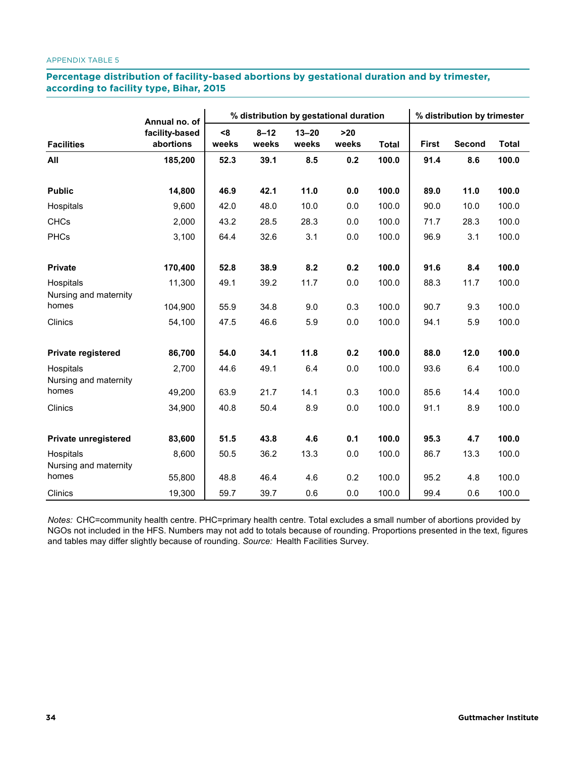APPENDIX TABLE 5

## Percentage distribution of facility-based abortions by gestational duration and by trimester, according to facility type, Bihar, 2015

| Facilities | Annual no. of facility-based abortions | % distribution by gestational duration | | | | | % distribution by trimester | | |
|---|---|---|---|---|---|---|---|---|---|
| | | <8 weeks | 8–12 weeks | 13–20 weeks | >20 weeks | Total | First | Second | Total |
| **All** | **185,200** | **52.3** | **39.1** | **8.5** | **0.2** | **100.0** | **91.4** | **8.6** | **100.0** |
| **Public** | **14,800** | **46.9** | **42.1** | **11.0** | **0.0** | **100.0** | **89.0** | **11.0** | **100.0** |
| Hospitals | 9,600 | 42.0 | 48.0 | 10.0 | 0.0 | 100.0 | 90.0 | 10.0 | 100.0 |
| CHCs | 2,000 | 43.2 | 28.5 | 28.3 | 0.0 | 100.0 | 71.7 | 28.3 | 100.0 |
| PHCs | 3,100 | 64.4 | 32.6 | 3.1 | 0.0 | 100.0 | 96.9 | 3.1 | 100.0 |
| **Private** | **170,400** | **52.8** | **38.9** | **8.2** | **0.2** | **100.0** | **91.6** | **8.4** | **100.0** |
| Hospitals | 11,300 | 49.1 | 39.2 | 11.7 | 0.0 | 100.0 | 88.3 | 11.7 | 100.0 |
| Nursing and maternity homes | 104,900 | 55.9 | 34.8 | 9.0 | 0.3 | 100.0 | 90.7 | 9.3 | 100.0 |
| Clinics | 54,100 | 47.5 | 46.6 | 5.9 | 0.0 | 100.0 | 94.1 | 5.9 | 100.0 |
| **Private registered** | **86,700** | **54.0** | **34.1** | **11.8** | **0.2** | **100.0** | **88.0** | **12.0** | **100.0** |
| Hospitals | 2,700 | 44.6 | 49.1 | 6.4 | 0.0 | 100.0 | 93.6 | 6.4 | 100.0 |
| Nursing and maternity homes | 49,200 | 63.9 | 21.7 | 14.1 | 0.3 | 100.0 | 85.6 | 14.4 | 100.0 |
| Clinics | 34,900 | 40.8 | 50.4 | 8.9 | 0.0 | 100.0 | 91.1 | 8.9 | 100.0 |
| **Private unregistered** | **83,600** | **51.5** | **43.8** | **4.6** | **0.1** | **100.0** | **95.3** | **4.7** | **100.0** |
| Hospitals | 8,600 | 50.5 | 36.2 | 13.3 | 0.0 | 100.0 | 86.7 | 13.3 | 100.0 |
| Nursing and maternity homes | 55,800 | 48.8 | 46.4 | 4.6 | 0.2 | 100.0 | 95.2 | 4.8 | 100.0 |
| Clinics | 19,300 | 59.7 | 39.7 | 0.6 | 0.0 | 100.0 | 99.4 | 0.6 | 100.0 |

*Notes:* CHC=community health centre. PHC=primary health centre. Total excludes a small number of abortions provided by NGOs not included in the HFS. Numbers may not add to totals because of rounding. Proportions presented in the text, figures and tables may differ slightly because of rounding. *Source:* Health Facilities Survey.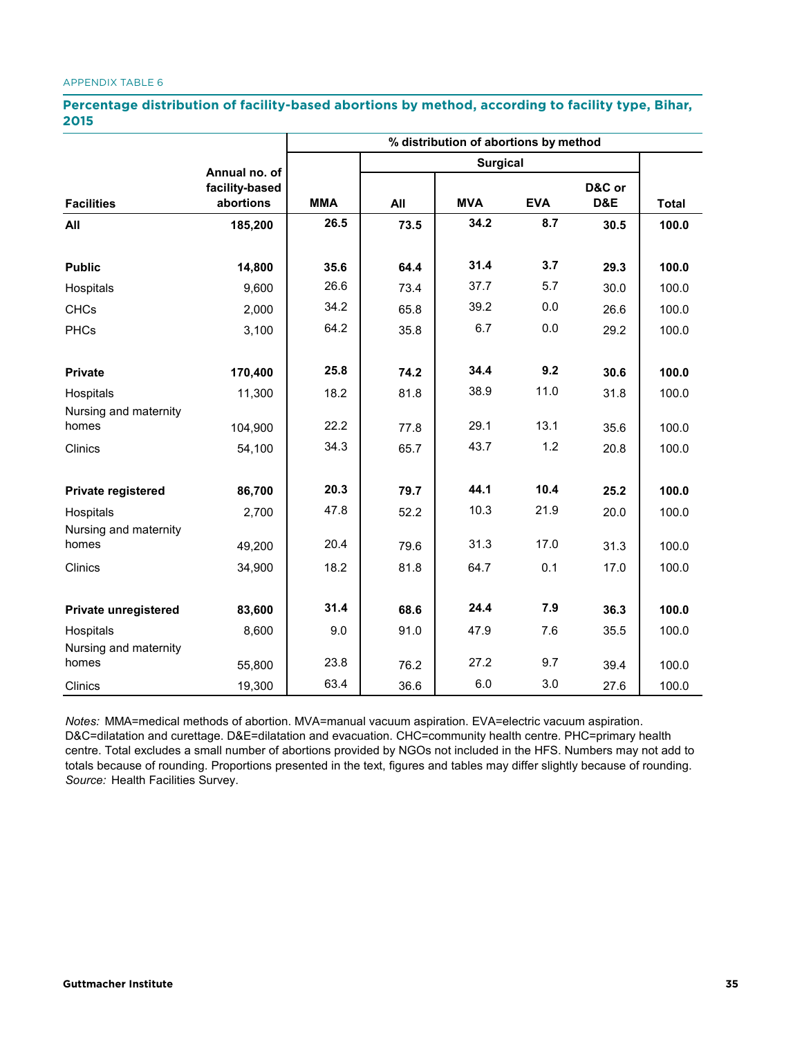APPENDIX TABLE 6

## Percentage distribution of facility-based abortions by method, according to facility type, Bihar, 2015

| Facilities | Annual no. of facility-based abortions | % distribution of abortions by method | | | | | |
|---|---|---|---|---|---|---|---|
| | | | Surgical | | | | |
| | | MMA | All | MVA | EVA | D&C or D&E | Total |
| **All** | **185,200** | **26.5** | **73.5** | **34.2** | **8.7** | **30.5** | **100.0** |
| **Public** | **14,800** | **35.6** | **64.4** | **31.4** | **3.7** | **29.3** | **100.0** |
| Hospitals | 9,600 | 26.6 | 73.4 | 37.7 | 5.7 | 30.0 | 100.0 |
| CHCs | 2,000 | 34.2 | 65.8 | 39.2 | 0.0 | 26.6 | 100.0 |
| PHCs | 3,100 | 64.2 | 35.8 | 6.7 | 0.0 | 29.2 | 100.0 |
| **Private** | **170,400** | **25.8** | **74.2** | **34.4** | **9.2** | **30.6** | **100.0** |
| Hospitals | 11,300 | 18.2 | 81.8 | 38.9 | 11.0 | 31.8 | 100.0 |
| Nursing and maternity homes | 104,900 | 22.2 | 77.8 | 29.1 | 13.1 | 35.6 | 100.0 |
| Clinics | 54,100 | 34.3 | 65.7 | 43.7 | 1.2 | 20.8 | 100.0 |
| **Private registered** | **86,700** | **20.3** | **79.7** | **44.1** | **10.4** | **25.2** | **100.0** |
| Hospitals | 2,700 | 47.8 | 52.2 | 10.3 | 21.9 | 20.0 | 100.0 |
| Nursing and maternity homes | 49,200 | 20.4 | 79.6 | 31.3 | 17.0 | 31.3 | 100.0 |
| Clinics | 34,900 | 18.2 | 81.8 | 64.7 | 0.1 | 17.0 | 100.0 |
| **Private unregistered** | **83,600** | **31.4** | **68.6** | **24.4** | **7.9** | **36.3** | **100.0** |
| Hospitals | 8,600 | 9.0 | 91.0 | 47.9 | 7.6 | 35.5 | 100.0 |
| Nursing and maternity homes | 55,800 | 23.8 | 76.2 | 27.2 | 9.7 | 39.4 | 100.0 |
| Clinics | 19,300 | 63.4 | 36.6 | 6.0 | 3.0 | 27.6 | 100.0 |

*Notes:* MMA=medical methods of abortion. MVA=manual vacuum aspiration. EVA=electric vacuum aspiration. D&C=dilatation and curettage. D&E=dilatation and evacuation. CHC=community health centre. PHC=primary health centre. Total excludes a small number of abortions provided by NGOs not included in the HFS. Numbers may not add to totals because of rounding. Proportions presented in the text, figures and tables may differ slightly because of rounding. *Source:* Health Facilities Survey.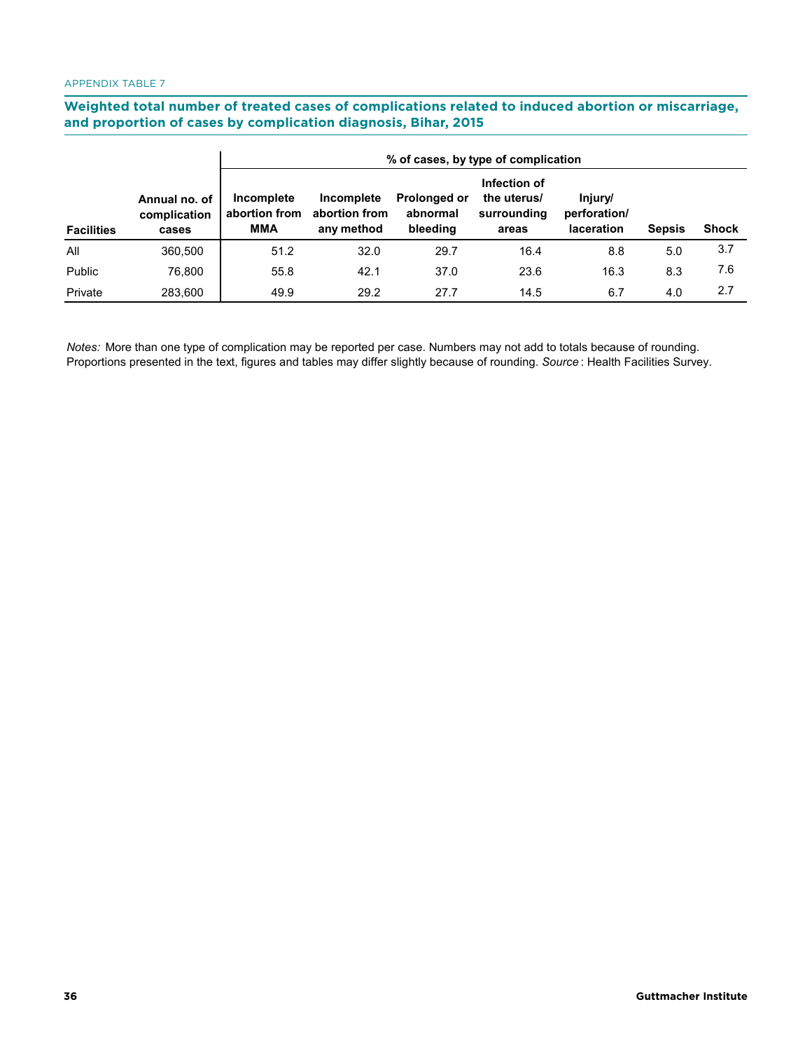APPENDIX TABLE 7

## Weighted total number of treated cases of complications related to induced abortion or miscarriage, and proportion of cases by complication diagnosis, Bihar, 2015

| Facilities | Annual no. of complication cases | % of cases, by type of complication | | | | | | |
|---|---|---|---|---|---|---|---|---|
| | | Incomplete abortion from MMA | Incomplete abortion from any method | Prolonged or abnormal bleeding | Infection of the uterus/ surrounding areas | Injury/ perforation/ laceration | Sepsis | Shock |
| All | 360,500 | 51.2 | 32.0 | 29.7 | 16.4 | 8.8 | 5.0 | 3.7 |
| Public | 76,800 | 55.8 | 42.1 | 37.0 | 23.6 | 16.3 | 8.3 | 7.6 |
| Private | 283,600 | 49.9 | 29.2 | 27.7 | 14.5 | 6.7 | 4.0 | 2.7 |

*Notes:* More than one type of complication may be reported per case. Numbers may not add to totals because of rounding. Proportions presented in the text, figures and tables may differ slightly because of rounding. *Source*: Health Facilities Survey.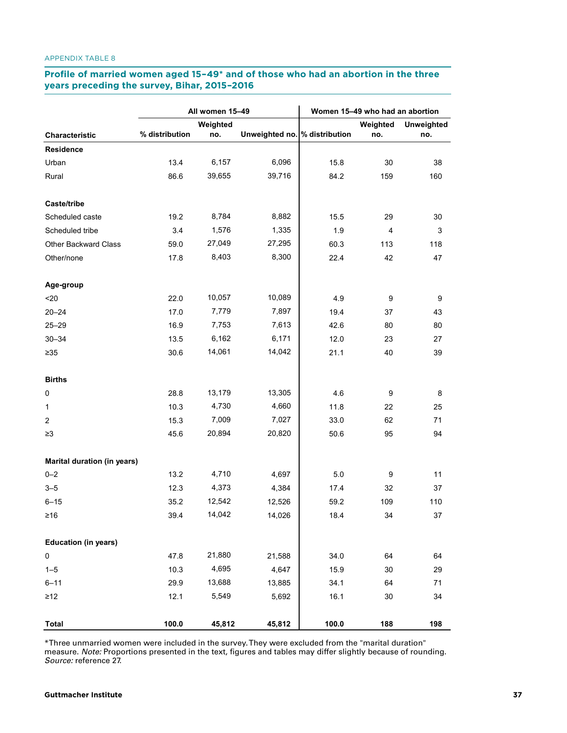APPENDIX TABLE 8

## Profile of married women aged 15–49* and of those who had an abortion in the three years preceding the survey, Bihar, 2015–2016

| Characteristic | All women 15–49 | | | Women 15–49 who had an abortion | | |
|---|---|---|---|---|---|---|
| | % distribution | Weighted no. | Unweighted no. | % distribution | Weighted no. | Unweighted no. |
| **Residence** | | | | | | |
| Urban | 13.4 | 6,157 | 6,096 | 15.8 | 30 | 38 |
| Rural | 86.6 | 39,655 | 39,716 | 84.2 | 159 | 160 |
| **Caste/tribe** | | | | | | |
| Scheduled caste | 19.2 | 8,784 | 8,882 | 15.5 | 29 | 30 |
| Scheduled tribe | 3.4 | 1,576 | 1,335 | 1.9 | 4 | 3 |
| Other Backward Class | 59.0 | 27,049 | 27,295 | 60.3 | 113 | 118 |
| Other/none | 17.8 | 8,403 | 8,300 | 22.4 | 42 | 47 |
| **Age-group** | | | | | | |
| <20 | 22.0 | 10,057 | 10,089 | 4.9 | 9 | 9 |
| 20–24 | 17.0 | 7,779 | 7,897 | 19.4 | 37 | 43 |
| 25–29 | 16.9 | 7,753 | 7,613 | 42.6 | 80 | 80 |
| 30–34 | 13.5 | 6,162 | 6,171 | 12.0 | 23 | 27 |
| ≥35 | 30.6 | 14,061 | 14,042 | 21.1 | 40 | 39 |
| **Births** | | | | | | |
| 0 | 28.8 | 13,179 | 13,305 | 4.6 | 9 | 8 |
| 1 | 10.3 | 4,730 | 4,660 | 11.8 | 22 | 25 |
| 2 | 15.3 | 7,009 | 7,027 | 33.0 | 62 | 71 |
| ≥3 | 45.6 | 20,894 | 20,820 | 50.6 | 95 | 94 |
| **Marital duration (in years)** | | | | | | |
| 0–2 | 13.2 | 4,710 | 4,697 | 5.0 | 9 | 11 |
| 3–5 | 12.3 | 4,373 | 4,384 | 17.4 | 32 | 37 |
| 6–15 | 35.2 | 12,542 | 12,526 | 59.2 | 109 | 110 |
| ≥16 | 39.4 | 14,042 | 14,026 | 18.4 | 34 | 37 |
| **Education (in years)** | | | | | | |
| 0 | 47.8 | 21,880 | 21,588 | 34.0 | 64 | 64 |
| 1–5 | 10.3 | 4,695 | 4,647 | 15.9 | 30 | 29 |
| 6–11 | 29.9 | 13,688 | 13,885 | 34.1 | 64 | 71 |
| ≥12 | 12.1 | 5,549 | 5,692 | 16.1 | 30 | 34 |
| **Total** | **100.0** | **45,812** | **45,812** | **100.0** | **188** | **198** |

*Three unmarried women were included in the survey. They were excluded from the "marital duration" measure. *Note:* Proportions presented in the text, figures and tables may differ slightly because of rounding. *Source:* reference 27.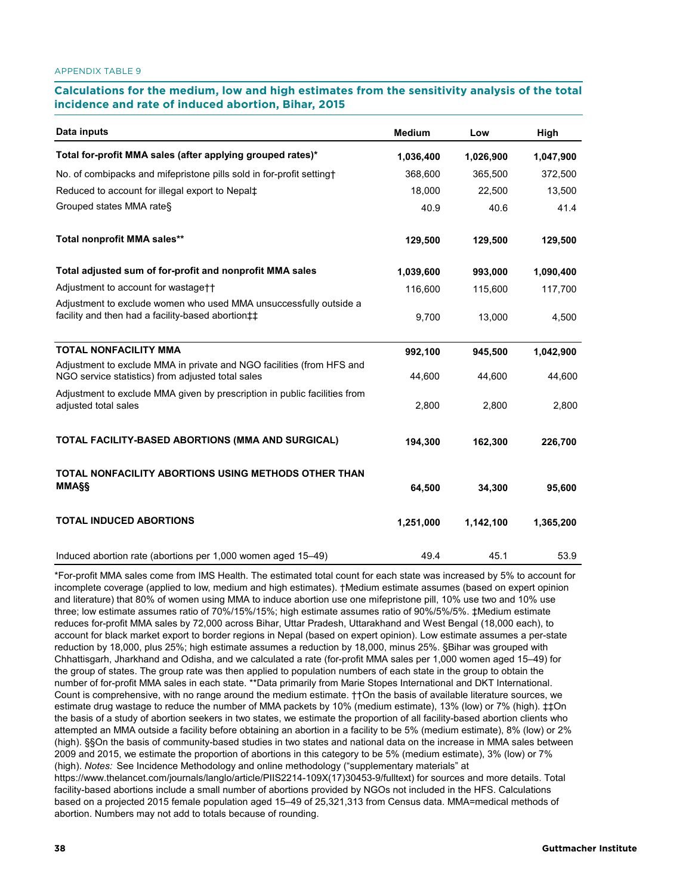APPENDIX TABLE 9

## Calculations for the medium, low and high estimates from the sensitivity analysis of the total incidence and rate of induced abortion, Bihar, 2015

| Data inputs | Medium | Low | High |
|---|---|---|---|
| **Total for-profit MMA sales (after applying grouped rates)*** | **1,036,400** | **1,026,900** | **1,047,900** |
| No. of combipacks and mifepristone pills sold in for-profit setting† | 368,600 | 365,500 | 372,500 |
| Reduced to account for illegal export to Nepal‡ | 18,000 | 22,500 | 13,500 |
| Grouped states MMA rate§ | 40.9 | 40.6 | 41.4 |
| **Total nonprofit MMA sales**** | **129,500** | **129,500** | **129,500** |
| **Total adjusted sum of for-profit and nonprofit MMA sales** | **1,039,600** | **993,000** | **1,090,400** |
| Adjustment to account for wastage†† | 116,600 | 115,600 | 117,700 |
| Adjustment to exclude women who used MMA unsuccessfully outside a facility and then had a facility-based abortion‡‡ | 9,700 | 13,000 | 4,500 |
| **TOTAL NONFACILITY MMA** | **992,100** | **945,500** | **1,042,900** |
| Adjustment to exclude MMA in private and NGO facilities (from HFS and NGO service statistics) from adjusted total sales | 44,600 | 44,600 | 44,600 |
| Adjustment to exclude MMA given by prescription in public facilities from adjusted total sales | 2,800 | 2,800 | 2,800 |
| **TOTAL FACILITY-BASED ABORTIONS (MMA AND SURGICAL)** | **194,300** | **162,300** | **226,700** |
| **TOTAL NONFACILITY ABORTIONS USING METHODS OTHER THAN MMA§§** | **64,500** | **34,300** | **95,600** |
| **TOTAL INDUCED ABORTIONS** | **1,251,000** | **1,142,100** | **1,365,200** |
| Induced abortion rate (abortions per 1,000 women aged 15–49) | 49.4 | 45.1 | 53.9 |

*For-profit MMA sales come from IMS Health. The estimated total count for each state was increased by 5% to account for incomplete coverage (applied to low, medium and high estimates). †Medium estimate assumes (based on expert opinion and literature) that 80% of women using MMA to induce abortion use one mifepristone pill, 10% use two and 10% use three; low estimate assumes ratio of 70%/15%/15%; high estimate assumes ratio of 90%/5%/5%. ‡Medium estimate reduces for-profit MMA sales by 72,000 across Bihar, Uttar Pradesh, Uttarakhand and West Bengal (18,000 each), to account for black market export to border regions in Nepal (based on expert opinion). Low estimate assumes a per-state reduction by 18,000, plus 25%; high estimate assumes a reduction by 18,000, minus 25%. §Bihar was grouped with Chhattisgarh, Jharkhand and Odisha, and we calculated a rate (for-profit MMA sales per 1,000 women aged 15–49) for the group of states. The group rate was then applied to population numbers of each state in the group to obtain the number of for-profit MMA sales in each state. **Data primarily from Marie Stopes International and DKT International. Count is comprehensive, with no range around the medium estimate. ††On the basis of available literature sources, we estimate drug wastage to reduce the number of MMA packets by 10% (medium estimate), 13% (low) or 7% (high). ‡‡On the basis of a study of abortion seekers in two states, we estimate the proportion of all facility-based abortion clients who attempted an MMA outside a facility before obtaining an abortion in a facility to be 5% (medium estimate), 8% (low) or 2% (high). §§On the basis of community-based studies in two states and national data on the increase in MMA sales between 2009 and 2015, we estimate the proportion of abortions in this category to be 5% (medium estimate), 3% (low) or 7% (high). *Notes:* See Incidence Methodology and online methodology ("supplementary materials" at https://www.thelancet.com/journals/langlo/article/PIIS2214-109X(17)30453-9/fulltext) for sources and more details. Total facility-based abortions include a small number of abortions provided by NGOs not included in the HFS. Calculations based on a projected 2015 female population aged 15–49 of 25,321,313 from Census data. MMA=medical methods of abortion. Numbers may not add to totals because of rounding.